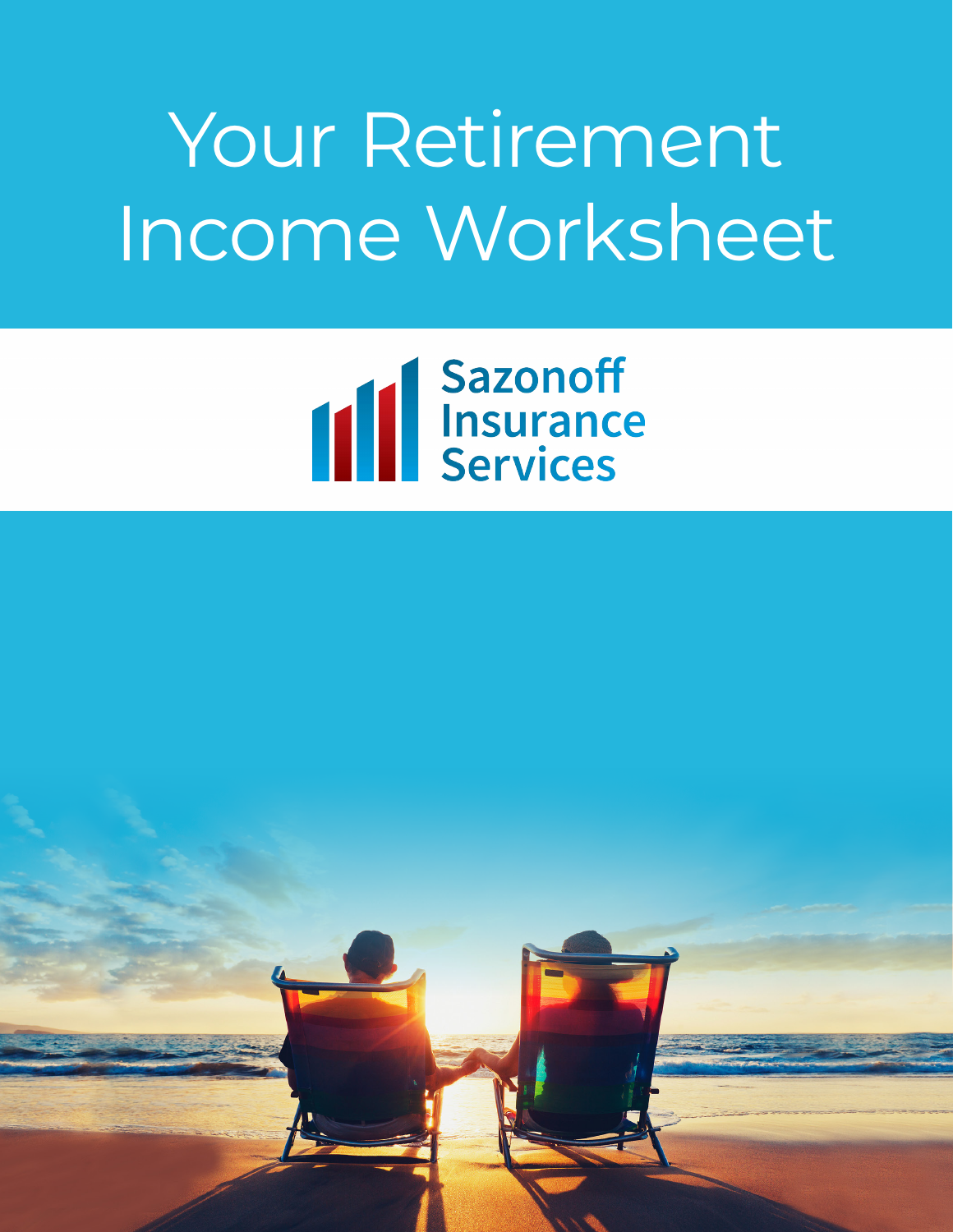# Your Retirement Income Worksheet

Sazonoff Insurance Services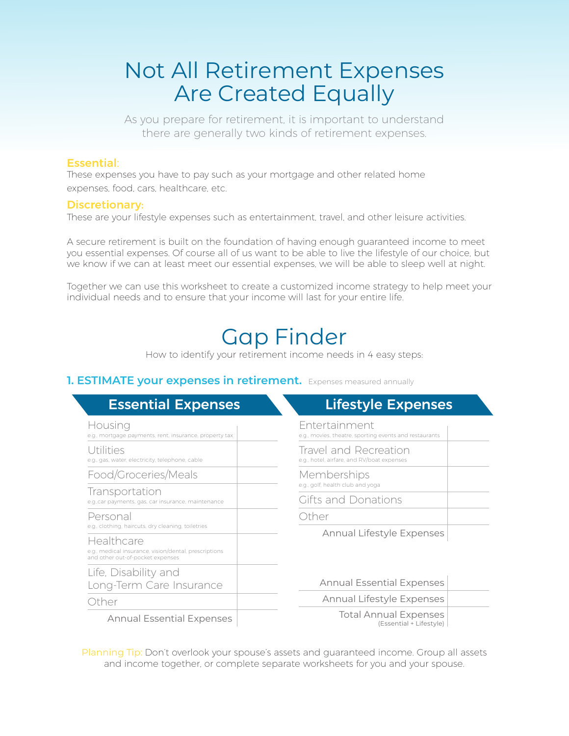# Not All Retirement Expenses Are Created Equally

As you prepare for retirement, it is important to understand there are generally two kinds of retirement expenses.

**Essential:**
These expenses you have to pay such as your mortgage and other related home expenses, food, cars, healthcare, etc.

**Discretionary:**
These are your lifestyle expenses such as entertainment, travel, and other leisure activities.

A secure retirement is built on the foundation of having enough guaranteed income to meet you essential expenses. Of course all of us want to be able to live the lifestyle of our choice, but we know if we can at least meet our essential expenses, we will be able to sleep well at night.

Together we can use this worksheet to create a customized income strategy to help meet your individual needs and to ensure that your income will last for your entire life.

# Gap Finder

How to identify your retirement income needs in 4 easy steps:

## 1. ESTIMATE your expenses in retirement.

Expenses measured annually

| Essential Expenses | |
|---|---|
| Housing<br>e.g., mortgage payments, rent, insurance, property tax | |
| Utilities<br>e.g., gas, water, electricity, telephone, cable | |
| Food/Groceries/Meals | |
| Transportation<br>e.g. car payments, gas, car insurance, maintenance | |
| Personal<br>e.g., clothing, haircuts, dry cleaning, toiletries | |
| Healthcare<br>e.g., medical insurance, vision/dental, prescriptions and other out-of-pocket expenses | |
| Life, Disability and Long-Term Care Insurance | |
| Other | |
| Annual Essential Expenses | |

| Lifestyle Expenses | |
|---|---|
| Entertainment<br>e.g., movies, theatre, sporting events and restaurants | |
| Travel and Recreation<br>e.g., hotel, airfare, and RV/boat expenses | |
| Memberships<br>e.g., golf, health club and yoga | |
| Gifts and Donations | |
| Other | |
| Annual Lifestyle Expenses | |

| | |
|---|---|
| Annual Essential Expenses | |
| Annual Lifestyle Expenses | |
| Total Annual Expenses<br>(Essential + Lifestyle) | |

Planning Tip: Don't overlook your spouse's assets and guaranteed income. Group all assets and income together, or complete separate worksheets for you and your spouse.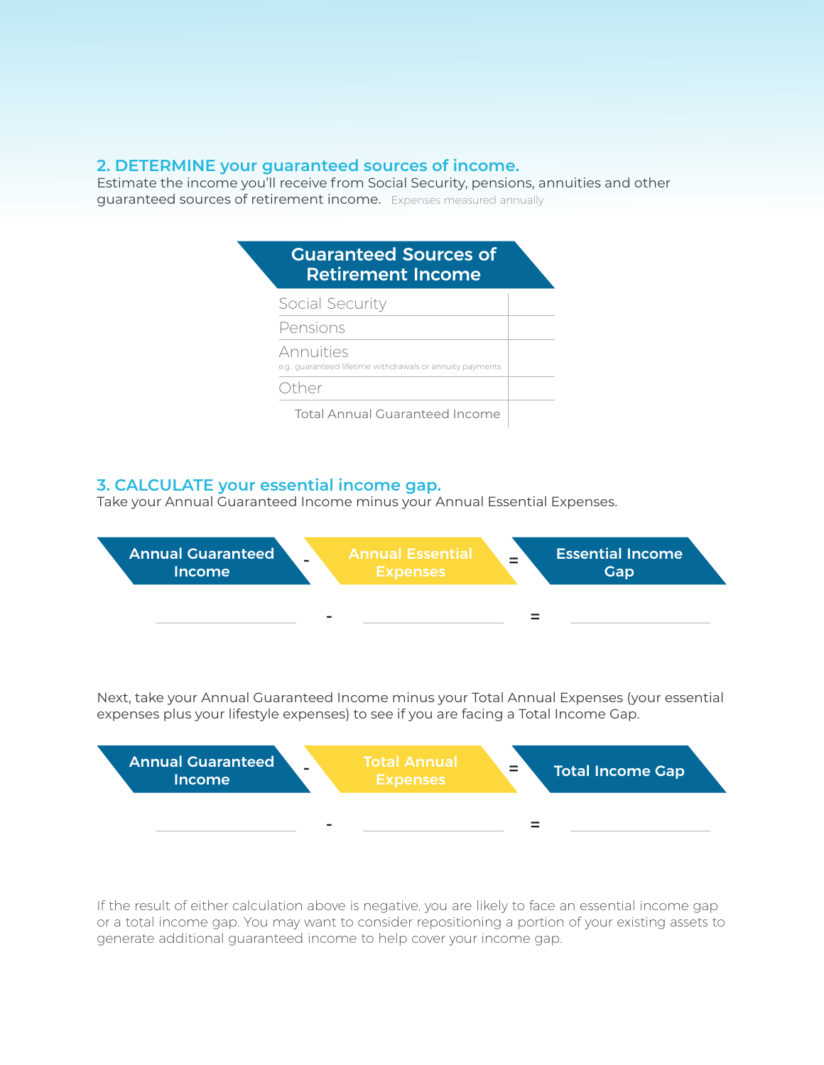## 2. DETERMINE your guaranteed sources of income.

Estimate the income you'll receive from Social Security, pensions, annuities and other guaranteed sources of retirement income. Expenses measured annually

| Guaranteed Sources of Retirement Income | |
|---|---|
| Social Security | |
| Pensions | |
| Annuities<br>e.g., guaranteed lifetime withdrawals or annuity payments | |
| Other | |
| Total Annual Guaranteed Income | |

## 3. CALCULATE your essential income gap.

Take your Annual Guaranteed Income minus your Annual Essential Expenses.

| Annual Guaranteed Income | - | Annual Essential Expenses | = | Essential Income Gap |
|---|---|---|---|---|
| ______________ | - | ______________ | = | ______________ |

Next, take your Annual Guaranteed Income minus your Total Annual Expenses (your essential expenses plus your lifestyle expenses) to see if you are facing a Total Income Gap.

| Annual Guaranteed Income | - | Total Annual Expenses | = | Total Income Gap |
|---|---|---|---|---|
| ______________ | - | ______________ | = | ______________ |

If the result of either calculation above is negative, you are likely to face an essential income gap or a total income gap. You may want to consider repositioning a portion of your existing assets to generate additional guaranteed income to help cover your income gap.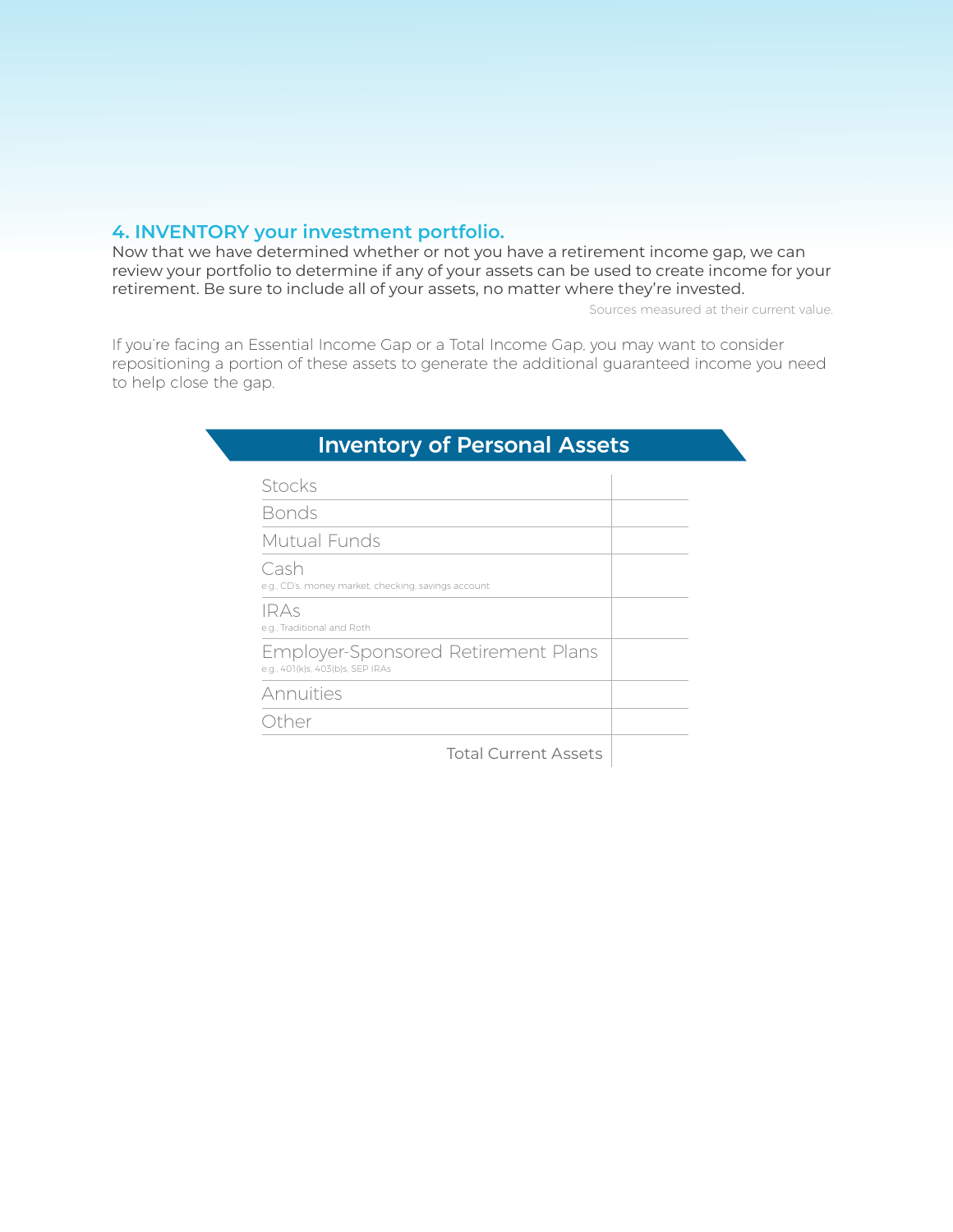## 4. INVENTORY your investment portfolio.

Now that we have determined whether or not you have a retirement income gap, we can review your portfolio to determine if any of your assets can be used to create income for your retirement. Be sure to include all of your assets, no matter where they're invested.

Sources measured at their current value.

If you're facing an Essential Income Gap or a Total Income Gap, you may want to consider repositioning a portion of these assets to generate the additional guaranteed income you need to help close the gap.

### Inventory of Personal Assets

| | |
|---|---|
| Stocks | |
| Bonds | |
| Mutual Funds | |
| Cash<br>e.g., CD's, money market, checking, savings account | |
| IRAs<br>e.g., Traditional and Roth | |
| Employer-Sponsored Retirement Plans<br>e.g., 401(k)s, 403(b)s, SEP IRAs | |
| Annuities | |
| Other | |
| Total Current Assets | |